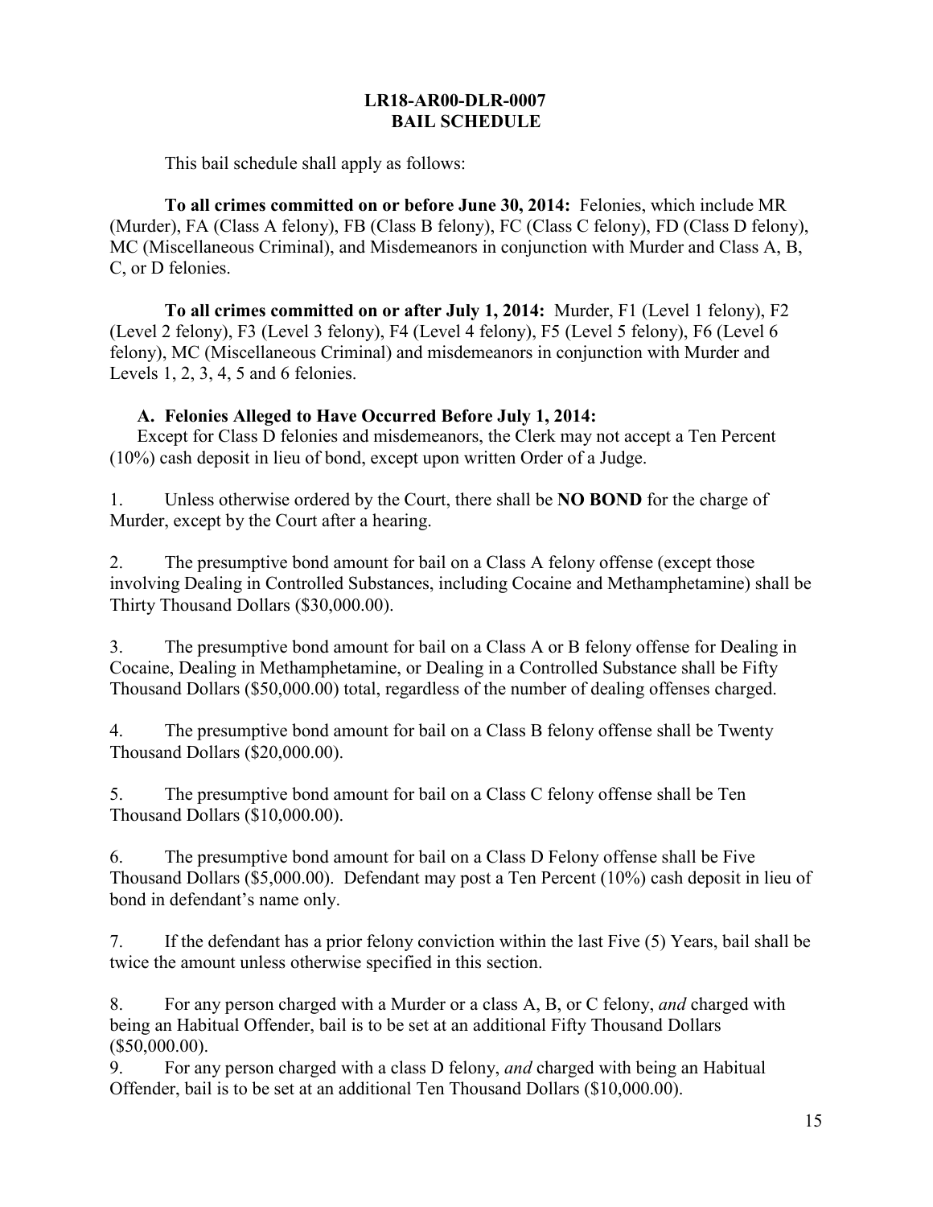**LR18-AR00-DLR-0007**
**BAIL SCHEDULE**

This bail schedule shall apply as follows:

**To all crimes committed on or before June 30, 2014:** Felonies, which include MR (Murder), FA (Class A felony), FB (Class B felony), FC (Class C felony), FD (Class D felony), MC (Miscellaneous Criminal), and Misdemeanors in conjunction with Murder and Class A, B, C, or D felonies.

**To all crimes committed on or after July 1, 2014:** Murder, F1 (Level 1 felony), F2 (Level 2 felony), F3 (Level 3 felony), F4 (Level 4 felony), F5 (Level 5 felony), F6 (Level 6 felony), MC (Miscellaneous Criminal) and misdemeanors in conjunction with Murder and Levels 1, 2, 3, 4, 5 and 6 felonies.

**A. Felonies Alleged to Have Occurred Before July 1, 2014:**

Except for Class D felonies and misdemeanors, the Clerk may not accept a Ten Percent (10%) cash deposit in lieu of bond, except upon written Order of a Judge.

1. Unless otherwise ordered by the Court, there shall be **NO BOND** for the charge of Murder, except by the Court after a hearing.

2. The presumptive bond amount for bail on a Class A felony offense (except those involving Dealing in Controlled Substances, including Cocaine and Methamphetamine) shall be Thirty Thousand Dollars ($30,000.00).

3. The presumptive bond amount for bail on a Class A or B felony offense for Dealing in Cocaine, Dealing in Methamphetamine, or Dealing in a Controlled Substance shall be Fifty Thousand Dollars ($50,000.00) total, regardless of the number of dealing offenses charged.

4. The presumptive bond amount for bail on a Class B felony offense shall be Twenty Thousand Dollars ($20,000.00).

5. The presumptive bond amount for bail on a Class C felony offense shall be Ten Thousand Dollars ($10,000.00).

6. The presumptive bond amount for bail on a Class D Felony offense shall be Five Thousand Dollars ($5,000.00). Defendant may post a Ten Percent (10%) cash deposit in lieu of bond in defendant's name only.

7. If the defendant has a prior felony conviction within the last Five (5) Years, bail shall be twice the amount unless otherwise specified in this section.

8. For any person charged with a Murder or a class A, B, or C felony, *and* charged with being an Habitual Offender, bail is to be set at an additional Fifty Thousand Dollars ($50,000.00).

9. For any person charged with a class D felony, *and* charged with being an Habitual Offender, bail is to be set at an additional Ten Thousand Dollars ($10,000.00).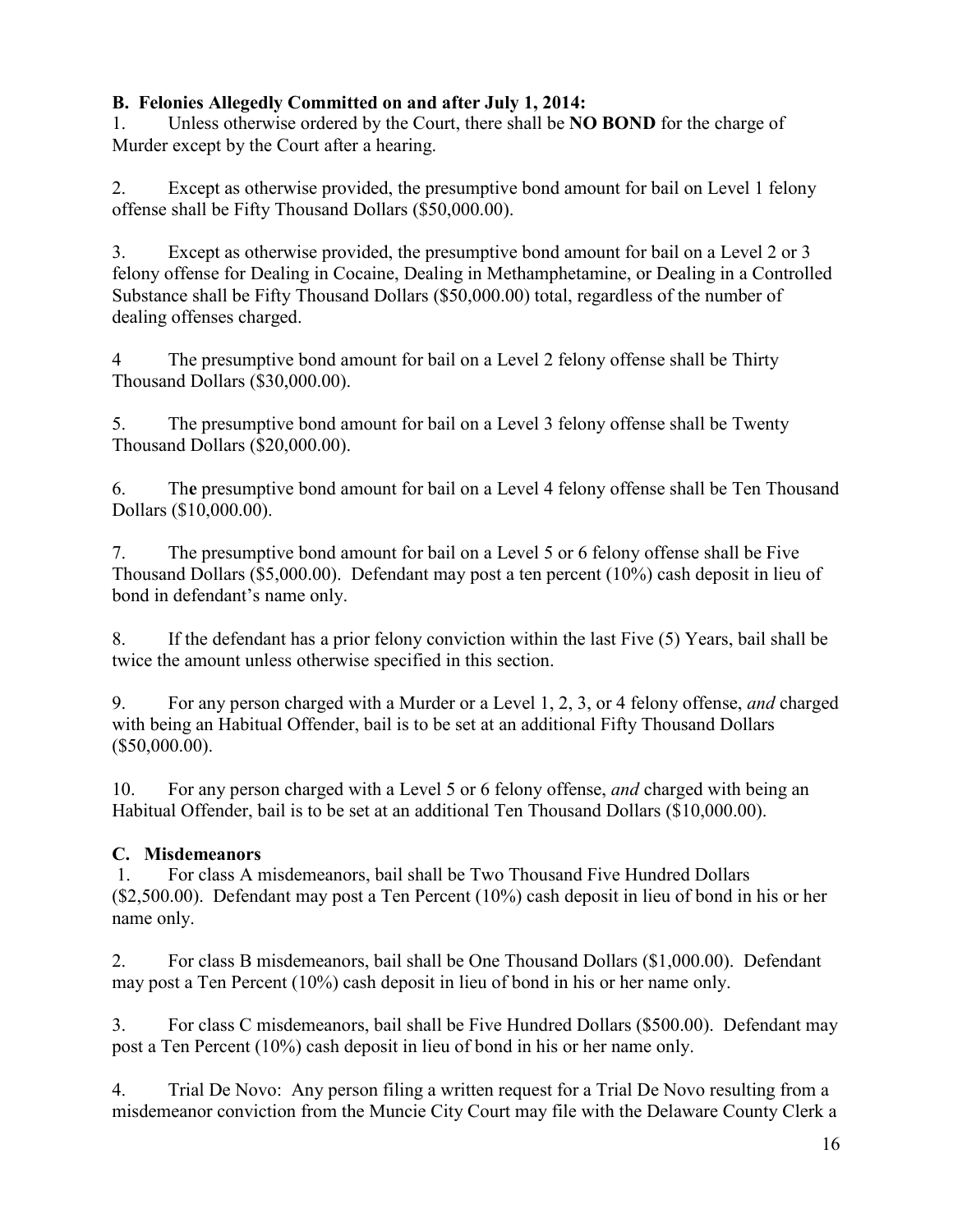**B. Felonies Allegedly Committed on and after July 1, 2014:**

1. Unless otherwise ordered by the Court, there shall be **NO BOND** for the charge of Murder except by the Court after a hearing.

2. Except as otherwise provided, the presumptive bond amount for bail on Level 1 felony offense shall be Fifty Thousand Dollars ($50,000.00).

3. Except as otherwise provided, the presumptive bond amount for bail on a Level 2 or 3 felony offense for Dealing in Cocaine, Dealing in Methamphetamine, or Dealing in a Controlled Substance shall be Fifty Thousand Dollars ($50,000.00) total, regardless of the number of dealing offenses charged.

4 The presumptive bond amount for bail on a Level 2 felony offense shall be Thirty Thousand Dollars ($30,000.00).

5. The presumptive bond amount for bail on a Level 3 felony offense shall be Twenty Thousand Dollars ($20,000.00).

6. The presumptive bond amount for bail on a Level 4 felony offense shall be Ten Thousand Dollars ($10,000.00).

7. The presumptive bond amount for bail on a Level 5 or 6 felony offense shall be Five Thousand Dollars ($5,000.00). Defendant may post a ten percent (10%) cash deposit in lieu of bond in defendant's name only.

8. If the defendant has a prior felony conviction within the last Five (5) Years, bail shall be twice the amount unless otherwise specified in this section.

9. For any person charged with a Murder or a Level 1, 2, 3, or 4 felony offense, *and* charged with being an Habitual Offender, bail is to be set at an additional Fifty Thousand Dollars ($50,000.00).

10. For any person charged with a Level 5 or 6 felony offense, *and* charged with being an Habitual Offender, bail is to be set at an additional Ten Thousand Dollars ($10,000.00).

**C. Misdemeanors**

1. For class A misdemeanors, bail shall be Two Thousand Five Hundred Dollars ($2,500.00). Defendant may post a Ten Percent (10%) cash deposit in lieu of bond in his or her name only.

2. For class B misdemeanors, bail shall be One Thousand Dollars ($1,000.00). Defendant may post a Ten Percent (10%) cash deposit in lieu of bond in his or her name only.

3. For class C misdemeanors, bail shall be Five Hundred Dollars ($500.00). Defendant may post a Ten Percent (10%) cash deposit in lieu of bond in his or her name only.

4. Trial De Novo: Any person filing a written request for a Trial De Novo resulting from a misdemeanor conviction from the Muncie City Court may file with the Delaware County Clerk a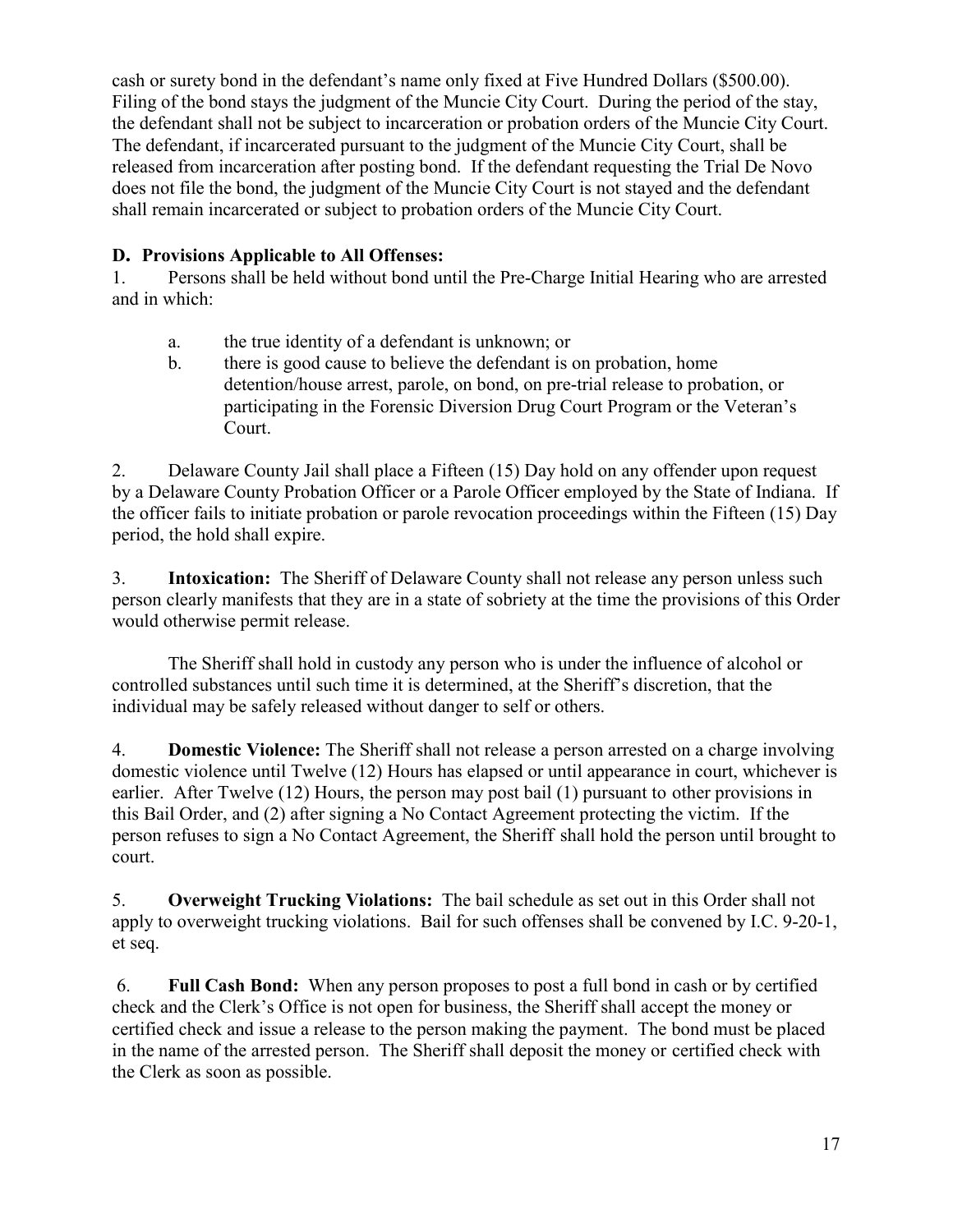cash or surety bond in the defendant's name only fixed at Five Hundred Dollars ($500.00). Filing of the bond stays the judgment of the Muncie City Court. During the period of the stay, the defendant shall not be subject to incarceration or probation orders of the Muncie City Court. The defendant, if incarcerated pursuant to the judgment of the Muncie City Court, shall be released from incarceration after posting bond. If the defendant requesting the Trial De Novo does not file the bond, the judgment of the Muncie City Court is not stayed and the defendant shall remain incarcerated or subject to probation orders of the Muncie City Court.

**D. Provisions Applicable to All Offenses:**

1. Persons shall be held without bond until the Pre-Charge Initial Hearing who are arrested and in which:

   a. the true identity of a defendant is unknown; or

   b. there is good cause to believe the defendant is on probation, home detention/house arrest, parole, on bond, on pre-trial release to probation, or participating in the Forensic Diversion Drug Court Program or the Veteran's Court.

2. Delaware County Jail shall place a Fifteen (15) Day hold on any offender upon request by a Delaware County Probation Officer or a Parole Officer employed by the State of Indiana. If the officer fails to initiate probation or parole revocation proceedings within the Fifteen (15) Day period, the hold shall expire.

3. **Intoxication:** The Sheriff of Delaware County shall not release any person unless such person clearly manifests that they are in a state of sobriety at the time the provisions of this Order would otherwise permit release.

   The Sheriff shall hold in custody any person who is under the influence of alcohol or controlled substances until such time it is determined, at the Sheriff's discretion, that the individual may be safely released without danger to self or others.

4. **Domestic Violence:** The Sheriff shall not release a person arrested on a charge involving domestic violence until Twelve (12) Hours has elapsed or until appearance in court, whichever is earlier. After Twelve (12) Hours, the person may post bail (1) pursuant to other provisions in this Bail Order, and (2) after signing a No Contact Agreement protecting the victim. If the person refuses to sign a No Contact Agreement, the Sheriff shall hold the person until brought to court.

5. **Overweight Trucking Violations:** The bail schedule as set out in this Order shall not apply to overweight trucking violations. Bail for such offenses shall be convened by I.C. 9-20-1, et seq.

6. **Full Cash Bond:** When any person proposes to post a full bond in cash or by certified check and the Clerk's Office is not open for business, the Sheriff shall accept the money or certified check and issue a release to the person making the payment. The bond must be placed in the name of the arrested person. The Sheriff shall deposit the money or certified check with the Clerk as soon as possible.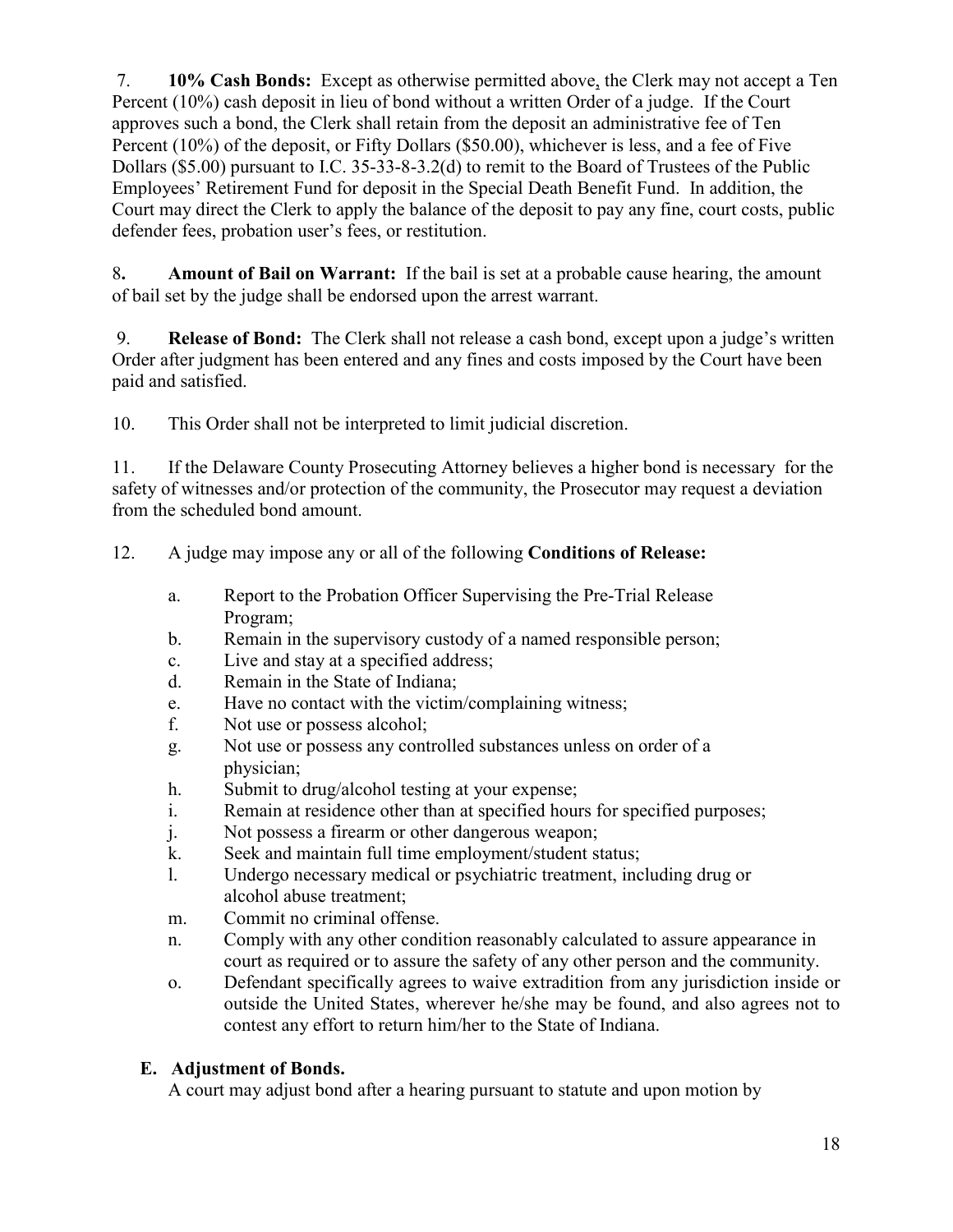7. **10% Cash Bonds:** Except as otherwise permitted above, the Clerk may not accept a Ten Percent (10%) cash deposit in lieu of bond without a written Order of a judge. If the Court approves such a bond, the Clerk shall retain from the deposit an administrative fee of Ten Percent (10%) of the deposit, or Fifty Dollars ($50.00), whichever is less, and a fee of Five Dollars ($5.00) pursuant to I.C. 35-33-8-3.2(d) to remit to the Board of Trustees of the Public Employees' Retirement Fund for deposit in the Special Death Benefit Fund. In addition, the Court may direct the Clerk to apply the balance of the deposit to pay any fine, court costs, public defender fees, probation user's fees, or restitution.

8. **Amount of Bail on Warrant:** If the bail is set at a probable cause hearing, the amount of bail set by the judge shall be endorsed upon the arrest warrant.

9. **Release of Bond:** The Clerk shall not release a cash bond, except upon a judge's written Order after judgment has been entered and any fines and costs imposed by the Court have been paid and satisfied.

10. This Order shall not be interpreted to limit judicial discretion.

11. If the Delaware County Prosecuting Attorney believes a higher bond is necessary for the safety of witnesses and/or protection of the community, the Prosecutor may request a deviation from the scheduled bond amount.

12. A judge may impose any or all of the following **Conditions of Release:**

    a. Report to the Probation Officer Supervising the Pre-Trial Release Program;
    b. Remain in the supervisory custody of a named responsible person;
    c. Live and stay at a specified address;
    d. Remain in the State of Indiana;
    e. Have no contact with the victim/complaining witness;
    f. Not use or possess alcohol;
    g. Not use or possess any controlled substances unless on order of a physician;
    h. Submit to drug/alcohol testing at your expense;
    i. Remain at residence other than at specified hours for specified purposes;
    j. Not possess a firearm or other dangerous weapon;
    k. Seek and maintain full time employment/student status;
    l. Undergo necessary medical or psychiatric treatment, including drug or alcohol abuse treatment;
    m. Commit no criminal offense.
    n. Comply with any other condition reasonably calculated to assure appearance in court as required or to assure the safety of any other person and the community.
    o. Defendant specifically agrees to waive extradition from any jurisdiction inside or outside the United States, wherever he/she may be found, and also agrees not to contest any effort to return him/her to the State of Indiana.

**E. Adjustment of Bonds.**

A court may adjust bond after a hearing pursuant to statute and upon motion by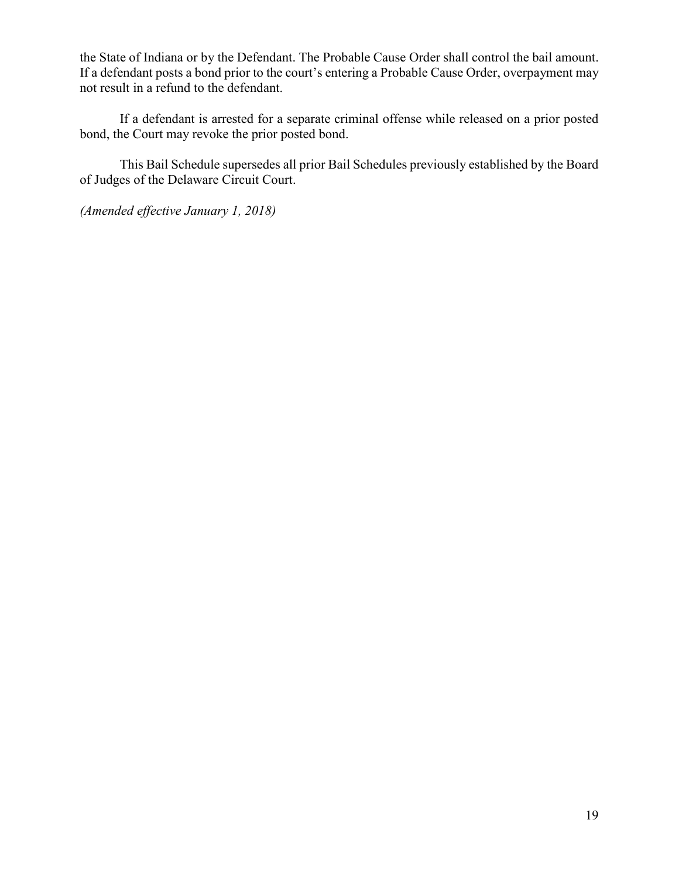the State of Indiana or by the Defendant. The Probable Cause Order shall control the bail amount. If a defendant posts a bond prior to the court's entering a Probable Cause Order, overpayment may not result in a refund to the defendant.

If a defendant is arrested for a separate criminal offense while released on a prior posted bond, the Court may revoke the prior posted bond.

This Bail Schedule supersedes all prior Bail Schedules previously established by the Board of Judges of the Delaware Circuit Court.

*(Amended effective January 1, 2018)*